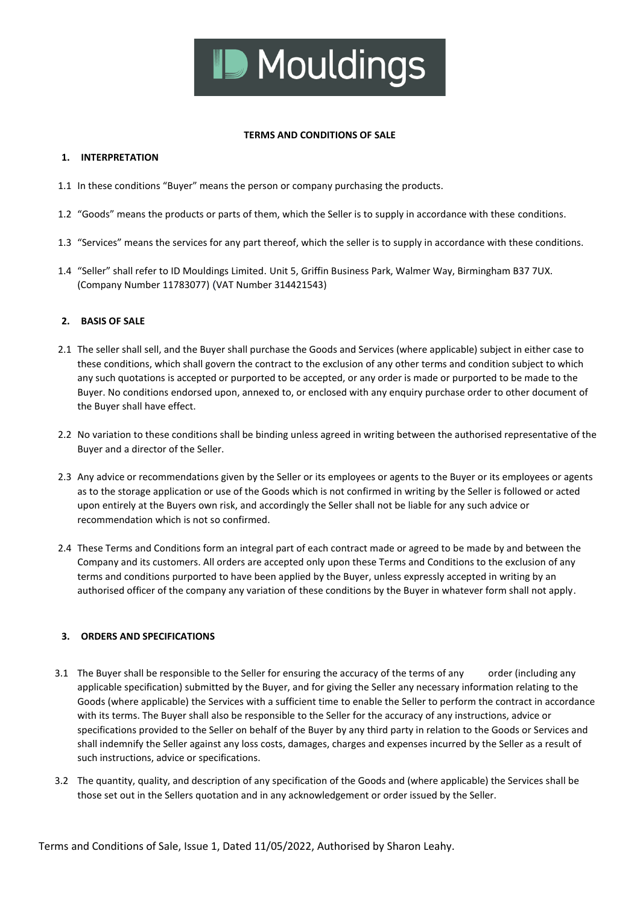# TERMS AND CONDITIONS OF SALE

## 1. INTERPRETATION

1.1 In these conditions "Buyer" means the person or company purchasing the products.

1.2 "Goods" means the products or parts of them, which the Seller is to supply in accordance with these conditions.

1.3 "Services" means the services for any part thereof, which the seller is to supply in accordance with these conditions.

1.4 "Seller" shall refer to ID Mouldings Limited. Unit 5, Griffin Business Park, Walmer Way, Birmingham B37 7UX. (Company Number 11783077) (VAT Number 314421543)

## 2. BASIS OF SALE

2.1 The seller shall sell, and the Buyer shall purchase the Goods and Services (where applicable) subject in either case to these conditions, which shall govern the contract to the exclusion of any other terms and condition subject to which any such quotations is accepted or purported to be accepted, or any order is made or purported to be made to the Buyer. No conditions endorsed upon, annexed to, or enclosed with any enquiry purchase order to other document of the Buyer shall have effect.

2.2 No variation to these conditions shall be binding unless agreed in writing between the authorised representative of the Buyer and a director of the Seller.

2.3 Any advice or recommendations given by the Seller or its employees or agents to the Buyer or its employees or agents as to the storage application or use of the Goods which is not confirmed in writing by the Seller is followed or acted upon entirely at the Buyers own risk, and accordingly the Seller shall not be liable for any such advice or recommendation which is not so confirmed.

2.4 These Terms and Conditions form an integral part of each contract made or agreed to be made by and between the Company and its customers. All orders are accepted only upon these Terms and Conditions to the exclusion of any terms and conditions purported to have been applied by the Buyer, unless expressly accepted in writing by an authorised officer of the company any variation of these conditions by the Buyer in whatever form shall not apply.

## 3. ORDERS AND SPECIFICATIONS

3.1 The Buyer shall be responsible to the Seller for ensuring the accuracy of the terms of any order (including any applicable specification) submitted by the Buyer, and for giving the Seller any necessary information relating to the Goods (where applicable) the Services with a sufficient time to enable the Seller to perform the contract in accordance with its terms. The Buyer shall also be responsible to the Seller for the accuracy of any instructions, advice or specifications provided to the Seller on behalf of the Buyer by any third party in relation to the Goods or Services and shall indemnify the Seller against any loss costs, damages, charges and expenses incurred by the Seller as a result of such instructions, advice or specifications.

3.2 The quantity, quality, and description of any specification of the Goods and (where applicable) the Services shall be those set out in the Sellers quotation and in any acknowledgement or order issued by the Seller.

Terms and Conditions of Sale, Issue 1, Dated 11/05/2022, Authorised by Sharon Leahy.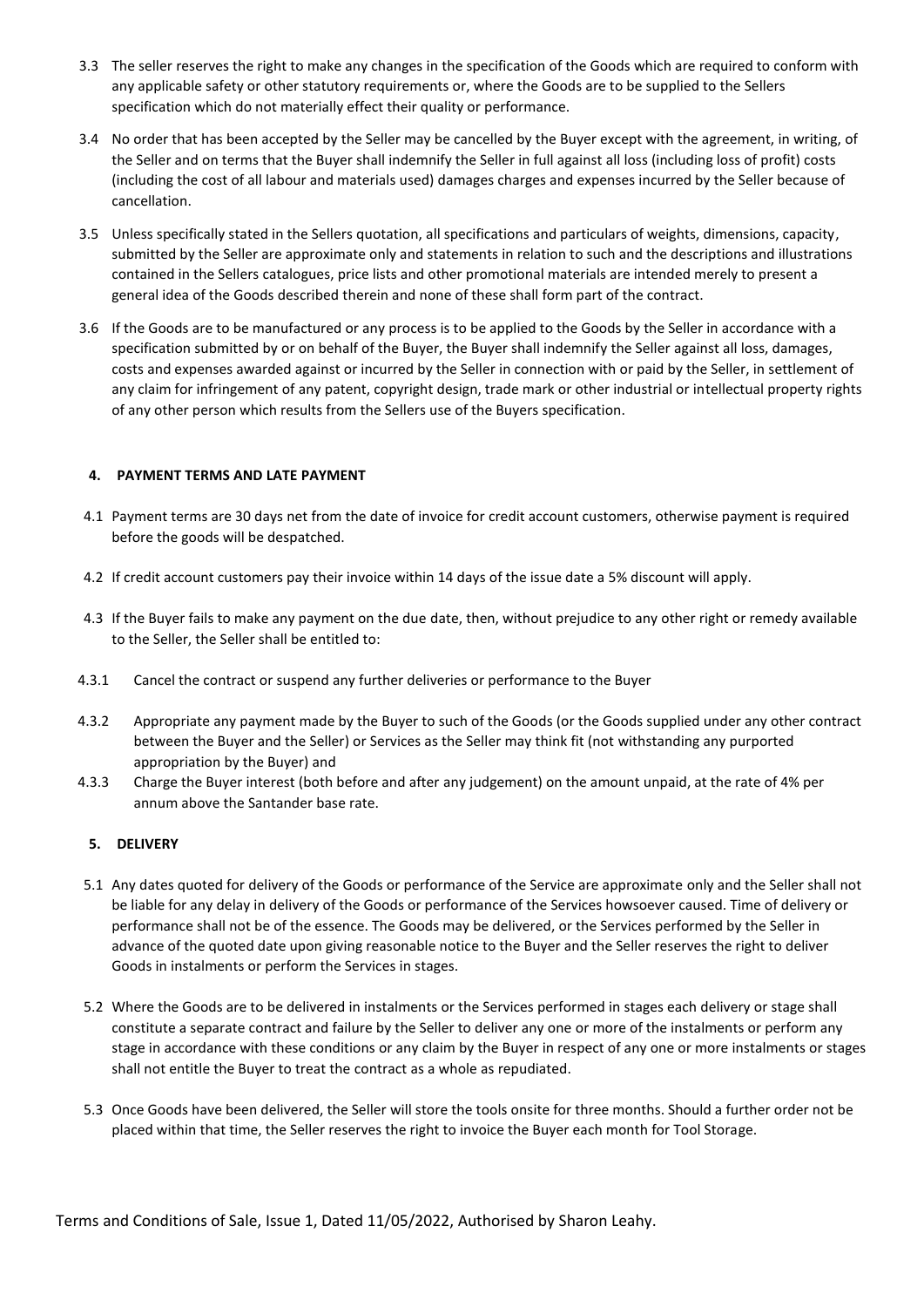3.3 The seller reserves the right to make any changes in the specification of the Goods which are required to conform with any applicable safety or other statutory requirements or, where the Goods are to be supplied to the Sellers specification which do not materially effect their quality or performance.

3.4 No order that has been accepted by the Seller may be cancelled by the Buyer except with the agreement, in writing, of the Seller and on terms that the Buyer shall indemnify the Seller in full against all loss (including loss of profit) costs (including the cost of all labour and materials used) damages charges and expenses incurred by the Seller because of cancellation.

3.5 Unless specifically stated in the Sellers quotation, all specifications and particulars of weights, dimensions, capacity, submitted by the Seller are approximate only and statements in relation to such and the descriptions and illustrations contained in the Sellers catalogues, price lists and other promotional materials are intended merely to present a general idea of the Goods described therein and none of these shall form part of the contract.

3.6 If the Goods are to be manufactured or any process is to be applied to the Goods by the Seller in accordance with a specification submitted by or on behalf of the Buyer, the Buyer shall indemnify the Seller against all loss, damages, costs and expenses awarded against or incurred by the Seller in connection with or paid by the Seller, in settlement of any claim for infringement of any patent, copyright design, trade mark or other industrial or intellectual property rights of any other person which results from the Sellers use of the Buyers specification.

## 4. PAYMENT TERMS AND LATE PAYMENT

4.1 Payment terms are 30 days net from the date of invoice for credit account customers, otherwise payment is required before the goods will be despatched.

4.2 If credit account customers pay their invoice within 14 days of the issue date a 5% discount will apply.

4.3 If the Buyer fails to make any payment on the due date, then, without prejudice to any other right or remedy available to the Seller, the Seller shall be entitled to:

4.3.1 Cancel the contract or suspend any further deliveries or performance to the Buyer

4.3.2 Appropriate any payment made by the Buyer to such of the Goods (or the Goods supplied under any other contract between the Buyer and the Seller) or Services as the Seller may think fit (not withstanding any purported appropriation by the Buyer) and

4.3.3 Charge the Buyer interest (both before and after any judgement) on the amount unpaid, at the rate of 4% per annum above the Santander base rate.

## 5. DELIVERY

5.1 Any dates quoted for delivery of the Goods or performance of the Service are approximate only and the Seller shall not be liable for any delay in delivery of the Goods or performance of the Services howsoever caused. Time of delivery or performance shall not be of the essence. The Goods may be delivered, or the Services performed by the Seller in advance of the quoted date upon giving reasonable notice to the Buyer and the Seller reserves the right to deliver Goods in instalments or perform the Services in stages.

5.2 Where the Goods are to be delivered in instalments or the Services performed in stages each delivery or stage shall constitute a separate contract and failure by the Seller to deliver any one or more of the instalments or perform any stage in accordance with these conditions or any claim by the Buyer in respect of any one or more instalments or stages shall not entitle the Buyer to treat the contract as a whole as repudiated.

5.3 Once Goods have been delivered, the Seller will store the tools onsite for three months. Should a further order not be placed within that time, the Seller reserves the right to invoice the Buyer each month for Tool Storage.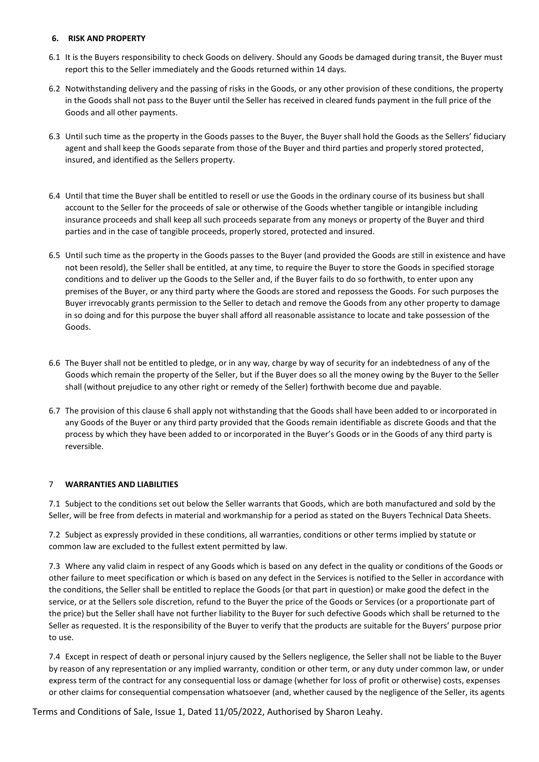## 6. RISK AND PROPERTY

6.1 It is the Buyers responsibility to check Goods on delivery. Should any Goods be damaged during transit, the Buyer must report this to the Seller immediately and the Goods returned within 14 days.

6.2 Notwithstanding delivery and the passing of risks in the Goods, or any other provision of these conditions, the property in the Goods shall not pass to the Buyer until the Seller has received in cleared funds payment in the full price of the Goods and all other payments.

6.3 Until such time as the property in the Goods passes to the Buyer, the Buyer shall hold the Goods as the Sellers' fiduciary agent and shall keep the Goods separate from those of the Buyer and third parties and properly stored protected, insured, and identified as the Sellers property.

6.4 Until that time the Buyer shall be entitled to resell or use the Goods in the ordinary course of its business but shall account to the Seller for the proceeds of sale or otherwise of the Goods whether tangible or intangible including insurance proceeds and shall keep all such proceeds separate from any moneys or property of the Buyer and third parties and in the case of tangible proceeds, properly stored, protected and insured.

6.5 Until such time as the property in the Goods passes to the Buyer (and provided the Goods are still in existence and have not been resold), the Seller shall be entitled, at any time, to require the Buyer to store the Goods in specified storage conditions and to deliver up the Goods to the Seller and, if the Buyer fails to do so forthwith, to enter upon any premises of the Buyer, or any third party where the Goods are stored and repossess the Goods. For such purposes the Buyer irrevocably grants permission to the Seller to detach and remove the Goods from any other property to damage in so doing and for this purpose the buyer shall afford all reasonable assistance to locate and take possession of the Goods.

6.6 The Buyer shall not be entitled to pledge, or in any way, charge by way of security for an indebtedness of any of the Goods which remain the property of the Seller, but if the Buyer does so all the money owing by the Buyer to the Seller shall (without prejudice to any other right or remedy of the Seller) forthwith become due and payable.

6.7 The provision of this clause 6 shall apply not withstanding that the Goods shall have been added to or incorporated in any Goods of the Buyer or any third party provided that the Goods remain identifiable as discrete Goods and that the process by which they have been added to or incorporated in the Buyer's Goods or in the Goods of any third party is reversible.

## 7 WARRANTIES AND LIABILITIES

7.1 Subject to the conditions set out below the Seller warrants that Goods, which are both manufactured and sold by the Seller, will be free from defects in material and workmanship for a period as stated on the Buyers Technical Data Sheets.

7.2 Subject as expressly provided in these conditions, all warranties, conditions or other terms implied by statute or common law are excluded to the fullest extent permitted by law.

7.3 Where any valid claim in respect of any Goods which is based on any defect in the quality or conditions of the Goods or other failure to meet specification or which is based on any defect in the Services is notified to the Seller in accordance with the conditions, the Seller shall be entitled to replace the Goods (or that part in question) or make good the defect in the service, or at the Sellers sole discretion, refund to the Buyer the price of the Goods or Services (or a proportionate part of the price) but the Seller shall have not further liability to the Buyer for such defective Goods which shall be returned to the Seller as requested. It is the responsibility of the Buyer to verify that the products are suitable for the Buyers' purpose prior to use.

7.4 Except in respect of death or personal injury caused by the Sellers negligence, the Seller shall not be liable to the Buyer by reason of any representation or any implied warranty, condition or other term, or any duty under common law, or under express term of the contract for any consequential loss or damage (whether for loss of profit or otherwise) costs, expenses or other claims for consequential compensation whatsoever (and, whether caused by the negligence of the Seller, its agents

Terms and Conditions of Sale, Issue 1, Dated 11/05/2022, Authorised by Sharon Leahy.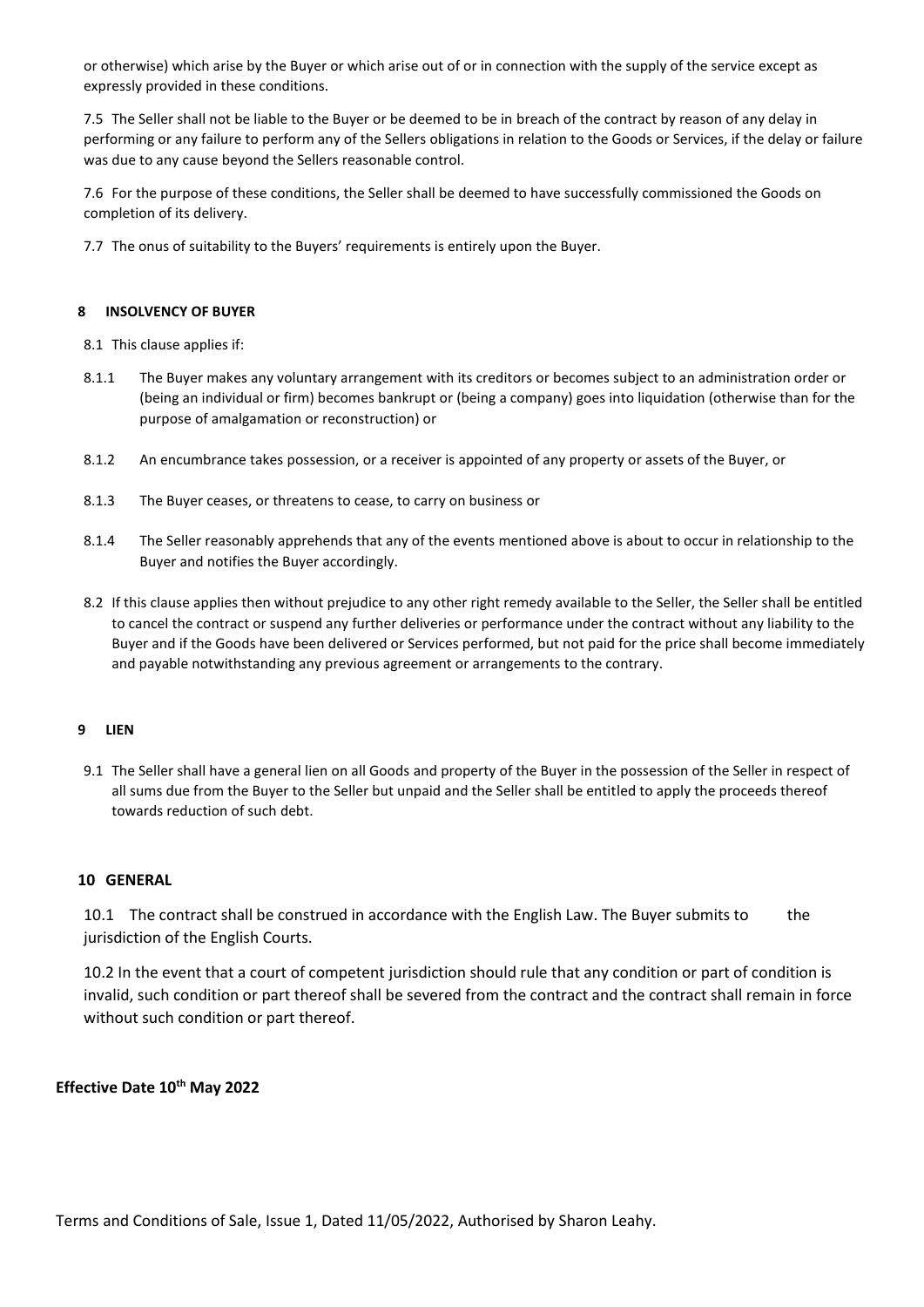or otherwise) which arise by the Buyer or which arise out of or in connection with the supply of the service except as expressly provided in these conditions.

7.5 The Seller shall not be liable to the Buyer or be deemed to be in breach of the contract by reason of any delay in performing or any failure to perform any of the Sellers obligations in relation to the Goods or Services, if the delay or failure was due to any cause beyond the Sellers reasonable control.

7.6 For the purpose of these conditions, the Seller shall be deemed to have successfully commissioned the Goods on completion of its delivery.

7.7 The onus of suitability to the Buyers' requirements is entirely upon the Buyer.

### 8 INSOLVENCY OF BUYER

8.1 This clause applies if:

8.1.1 The Buyer makes any voluntary arrangement with its creditors or becomes subject to an administration order or (being an individual or firm) becomes bankrupt or (being a company) goes into liquidation (otherwise than for the purpose of amalgamation or reconstruction) or

8.1.2 An encumbrance takes possession, or a receiver is appointed of any property or assets of the Buyer, or

8.1.3 The Buyer ceases, or threatens to cease, to carry on business or

8.1.4 The Seller reasonably apprehends that any of the events mentioned above is about to occur in relationship to the Buyer and notifies the Buyer accordingly.

8.2 If this clause applies then without prejudice to any other right remedy available to the Seller, the Seller shall be entitled to cancel the contract or suspend any further deliveries or performance under the contract without any liability to the Buyer and if the Goods have been delivered or Services performed, but not paid for the price shall become immediately and payable notwithstanding any previous agreement or arrangements to the contrary.

### 9 LIEN

9.1 The Seller shall have a general lien on all Goods and property of the Buyer in the possession of the Seller in respect of all sums due from the Buyer to the Seller but unpaid and the Seller shall be entitled to apply the proceeds thereof towards reduction of such debt.

### 10 GENERAL

10.1 The contract shall be construed in accordance with the English Law. The Buyer submits to the jurisdiction of the English Courts.

10.2 In the event that a court of competent jurisdiction should rule that any condition or part of condition is invalid, such condition or part thereof shall be severed from the contract and the contract shall remain in force without such condition or part thereof.

**Effective Date 10th May 2022**

Terms and Conditions of Sale, Issue 1, Dated 11/05/2022, Authorised by Sharon Leahy.